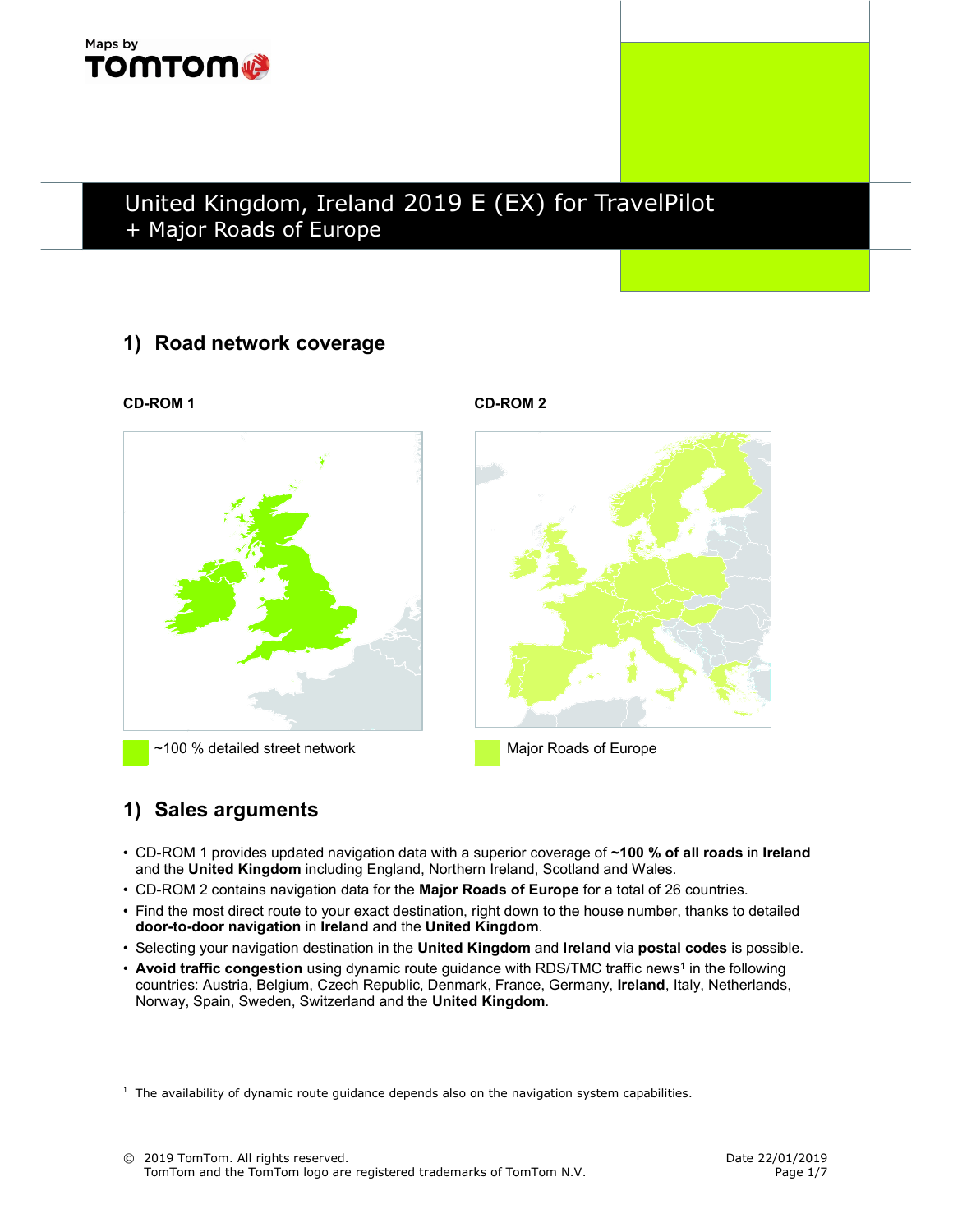Maps by TOMTOM

# United Kingdom, Ireland 2019 E (EX) for TravelPilot + Major Roads of Europe

## 1) Road network coverage

**CD-ROM 1**

~100 % detailed street network

**CD-ROM 2**

Major Roads of Europe

## 1) Sales arguments

- CD-ROM 1 provides updated navigation data with a superior coverage of **~100 % of all roads** in **Ireland** and the **United Kingdom** including England, Northern Ireland, Scotland and Wales.
- CD-ROM 2 contains navigation data for the **Major Roads of Europe** for a total of 26 countries.
- Find the most direct route to your exact destination, right down to the house number, thanks to detailed **door-to-door navigation** in **Ireland** and the **United Kingdom**.
- Selecting your navigation destination in the **United Kingdom** and **Ireland** via **postal codes** is possible.
- **Avoid traffic congestion** using dynamic route guidance with RDS/TMC traffic news[1] in the following countries: Austria, Belgium, Czech Republic, Denmark, France, Germany, **Ireland**, Italy, Netherlands, Norway, Spain, Sweden, Switzerland and the **United Kingdom**.

[1] The availability of dynamic route guidance depends also on the navigation system capabilities.

© 2019 TomTom. All rights reserved.
TomTom and the TomTom logo are registered trademarks of TomTom N.V.

Date 22/01/2019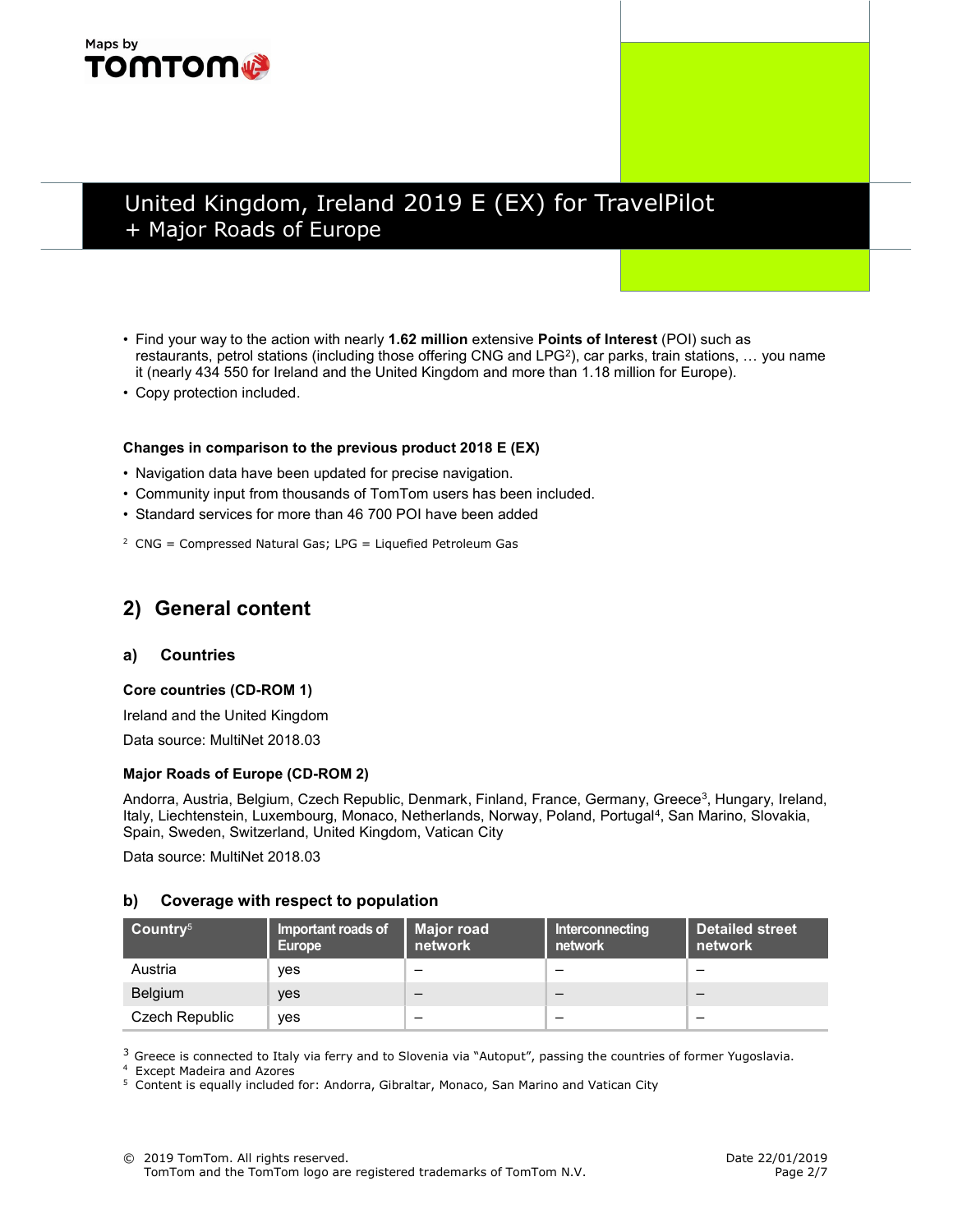# United Kingdom, Ireland 2019 E (EX) for TravelPilot + Major Roads of Europe

- Find your way to the action with nearly **1.62 million** extensive **Points of Interest** (POI) such as restaurants, petrol stations (including those offering CNG and LPG[2]), car parks, train stations, … you name it (nearly 434 550 for Ireland and the United Kingdom and more than 1.18 million for Europe).
- Copy protection included.

**Changes in comparison to the previous product 2018 E (EX)**

- Navigation data have been updated for precise navigation.
- Community input from thousands of TomTom users has been included.
- Standard services for more than 46 700 POI have been added

[2] CNG = Compressed Natural Gas; LPG = Liquefied Petroleum Gas

## 2) General content

### a) Countries

**Core countries (CD-ROM 1)**

Ireland and the United Kingdom

Data source: MultiNet 2018.03

**Major Roads of Europe (CD-ROM 2)**

Andorra, Austria, Belgium, Czech Republic, Denmark, Finland, France, Germany, Greece[3], Hungary, Ireland, Italy, Liechtenstein, Luxembourg, Monaco, Netherlands, Norway, Poland, Portugal[4], San Marino, Slovakia, Spain, Sweden, Switzerland, United Kingdom, Vatican City

Data source: MultiNet 2018.03

### b) Coverage with respect to population

| Country[5] | Important roads of Europe | Major road network | Interconnecting network | Detailed street network |
|---|---|---|---|---|
| Austria | yes | – | – | – |
| Belgium | yes | – | – | – |
| Czech Republic | yes | – | – | – |

[3] Greece is connected to Italy via ferry and to Slovenia via "Autoput", passing the countries of former Yugoslavia.

[4] Except Madeira and Azores

[5] Content is equally included for: Andorra, Gibraltar, Monaco, San Marino and Vatican City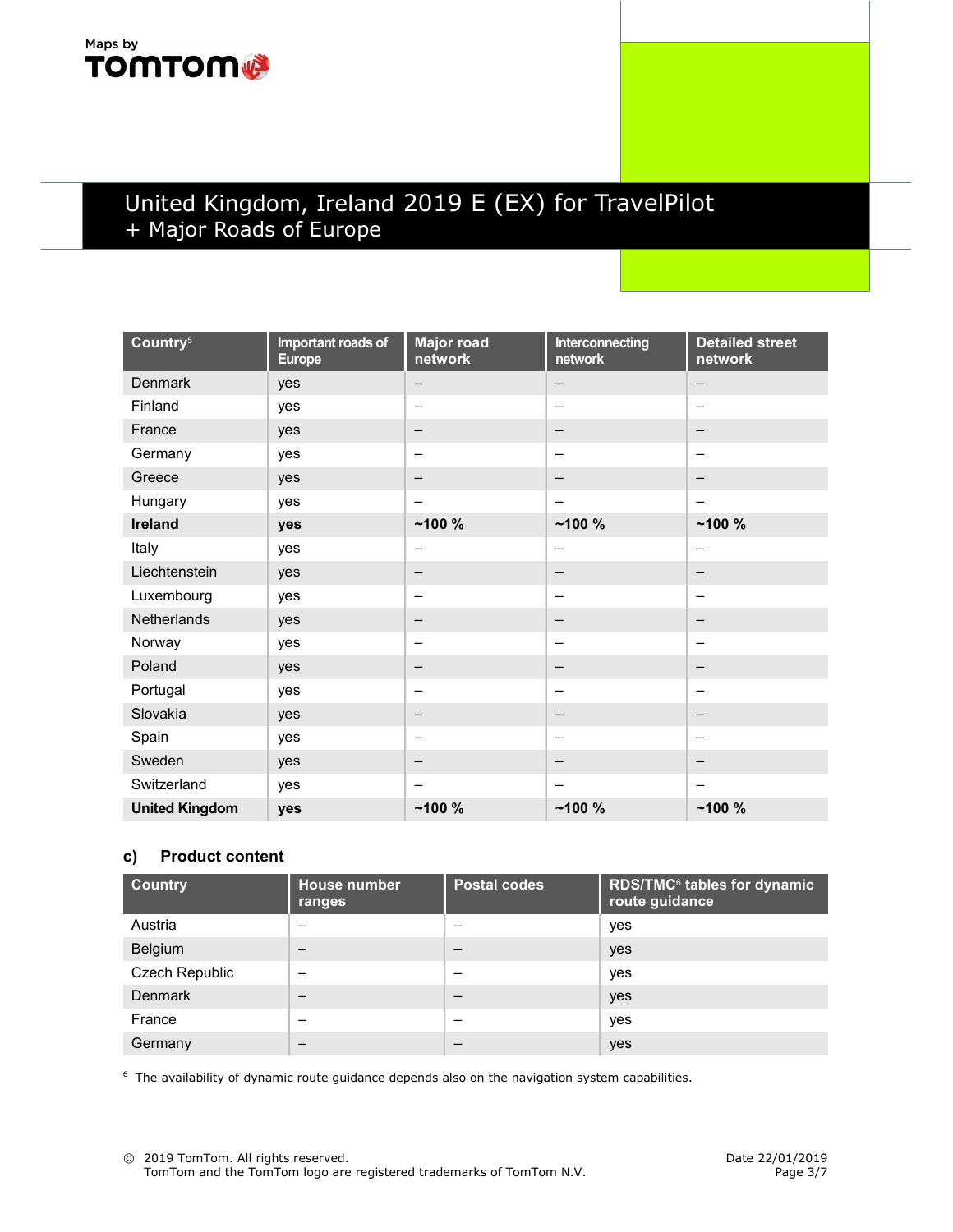| Country[5] | Important roads of Europe | Major road network | Interconnecting network | Detailed street network |
|---|---|---|---|---|
| Denmark | yes | – | – | – |
| Finland | yes | – | – | – |
| France | yes | – | – | – |
| Germany | yes | – | – | – |
| Greece | yes | – | – | – |
| Hungary | yes | – | – | – |
| **Ireland** | **yes** | **~100 %** | **~100 %** | **~100 %** |
| Italy | yes | – | – | – |
| Liechtenstein | yes | – | – | – |
| Luxembourg | yes | – | – | – |
| Netherlands | yes | – | – | – |
| Norway | yes | – | – | – |
| Poland | yes | – | – | – |
| Portugal | yes | – | – | – |
| Slovakia | yes | – | – | – |
| Spain | yes | – | – | – |
| Sweden | yes | – | – | – |
| Switzerland | yes | – | – | – |
| **United Kingdom** | **yes** | **~100 %** | **~100 %** | **~100 %** |

### c) Product content

| Country | House number ranges | Postal codes | RDS/TMC[6] tables for dynamic route guidance |
|---|---|---|---|
| Austria | – | – | yes |
| Belgium | – | – | yes |
| Czech Republic | – | – | yes |
| Denmark | – | – | yes |
| France | – | – | yes |
| Germany | – | – | yes |

[6] The availability of dynamic route guidance depends also on the navigation system capabilities.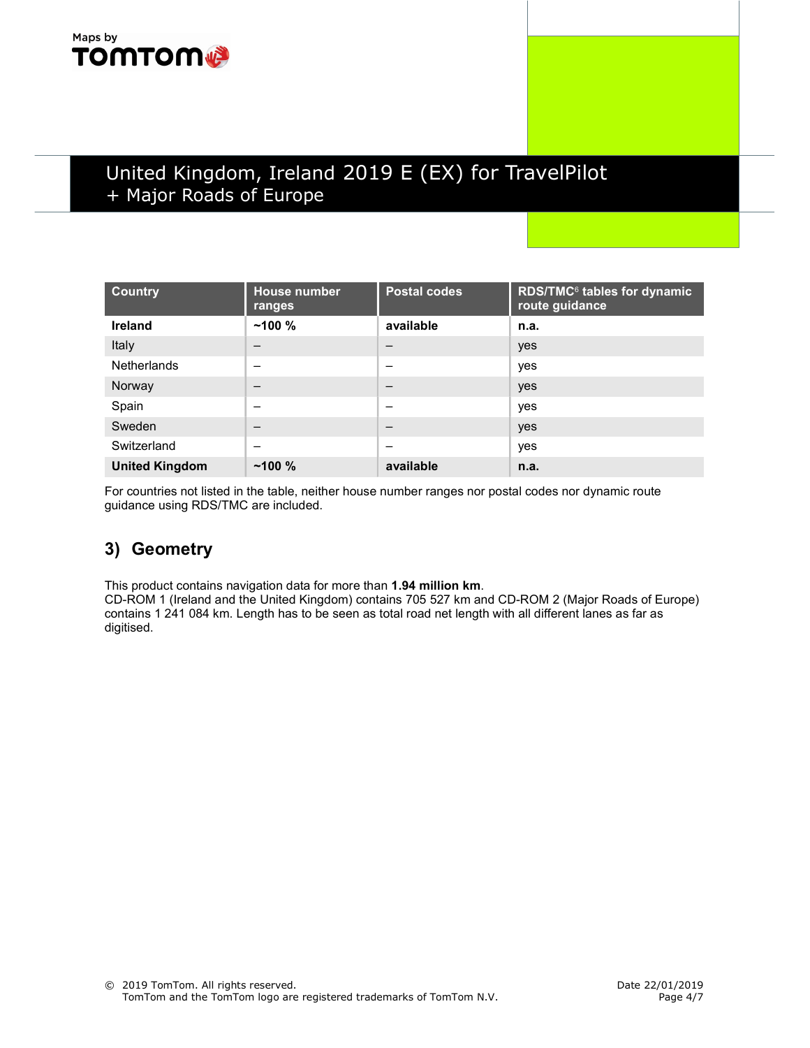# United Kingdom, Ireland 2019 E (EX) for TravelPilot + Major Roads of Europe

| Country | House number ranges | Postal codes | RDS/TMC[6] tables for dynamic route guidance |
|---|---|---|---|
| **Ireland** | **~100 %** | **available** | **n.a.** |
| Italy | – | – | yes |
| Netherlands | – | – | yes |
| Norway | – | – | yes |
| Spain | – | – | yes |
| Sweden | – | – | yes |
| Switzerland | – | – | yes |
| **United Kingdom** | **~100 %** | **available** | **n.a.** |

For countries not listed in the table, neither house number ranges nor postal codes nor dynamic route guidance using RDS/TMC are included.

## 3) Geometry

This product contains navigation data for more than **1.94 million km**.
CD-ROM 1 (Ireland and the United Kingdom) contains 705 527 km and CD-ROM 2 (Major Roads of Europe) contains 1 241 084 km. Length has to be seen as total road net length with all different lanes as far as digitised.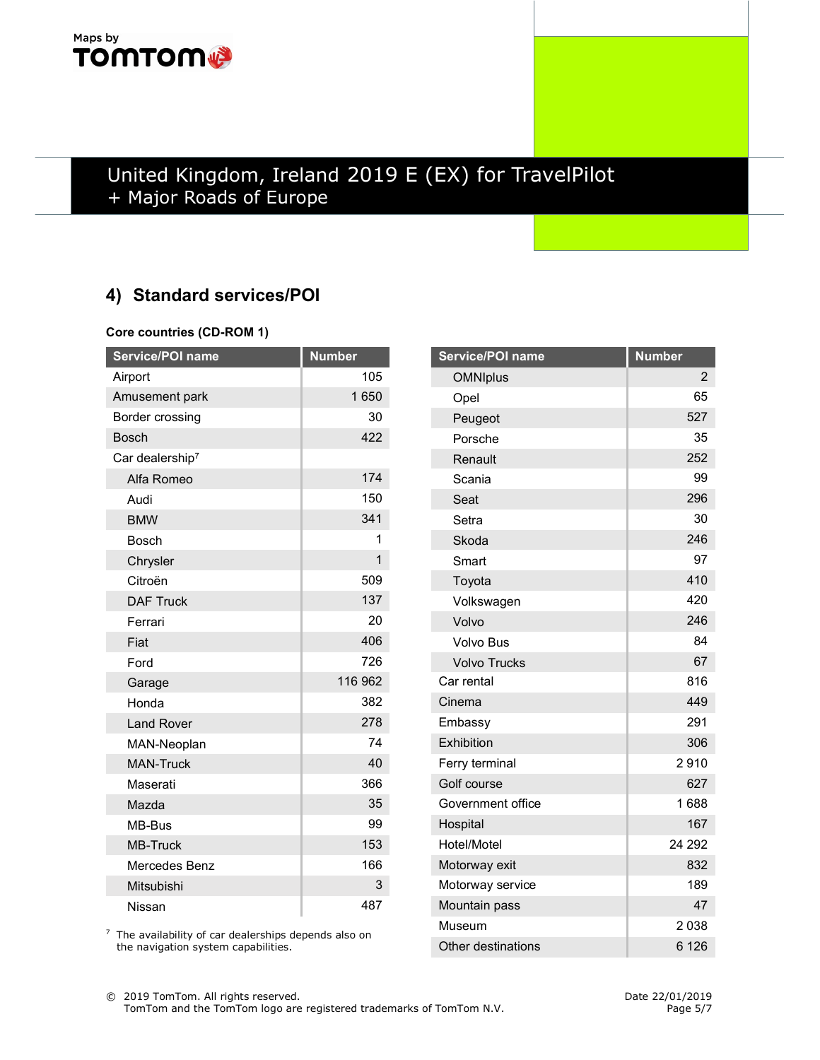# United Kingdom, Ireland 2019 E (EX) for TravelPilot + Major Roads of Europe

## 4) Standard services/POI

**Core countries (CD-ROM 1)**

| Service/POI name | Number |
|---|---|
| Airport | 105 |
| Amusement park | 1 650 |
| Border crossing | 30 |
| Bosch | 422 |
| Car dealership[7] | |
| Alfa Romeo | 174 |
| Audi | 150 |
| BMW | 341 |
| Bosch | 1 |
| Chrysler | 1 |
| Citroën | 509 |
| DAF Truck | 137 |
| Ferrari | 20 |
| Fiat | 406 |
| Ford | 726 |
| Garage | 116 962 |
| Honda | 382 |
| Land Rover | 278 |
| MAN-Neoplan | 74 |
| MAN-Truck | 40 |
| Maserati | 366 |
| Mazda | 35 |
| MB-Bus | 99 |
| MB-Truck | 153 |
| Mercedes Benz | 166 |
| Mitsubishi | 3 |
| Nissan | 487 |
| OMNIplus | 2 |
| Opel | 65 |
| Peugeot | 527 |
| Porsche | 35 |
| Renault | 252 |
| Scania | 99 |
| Seat | 296 |
| Setra | 30 |
| Skoda | 246 |
| Smart | 97 |
| Toyota | 410 |
| Volkswagen | 420 |
| Volvo | 246 |
| Volvo Bus | 84 |
| Volvo Trucks | 67 |
| Car rental | 816 |
| Cinema | 449 |
| Embassy | 291 |
| Exhibition | 306 |
| Ferry terminal | 2 910 |
| Golf course | 627 |
| Government office | 1 688 |
| Hospital | 167 |
| Hotel/Motel | 24 292 |
| Motorway exit | 832 |
| Motorway service | 189 |
| Mountain pass | 47 |
| Museum | 2 038 |
| Other destinations | 6 126 |

[7] The availability of car dealerships depends also on the navigation system capabilities.

© 2019 TomTom. All rights reserved.
TomTom and the TomTom logo are registered trademarks of TomTom N.V.

Date 22/01/2019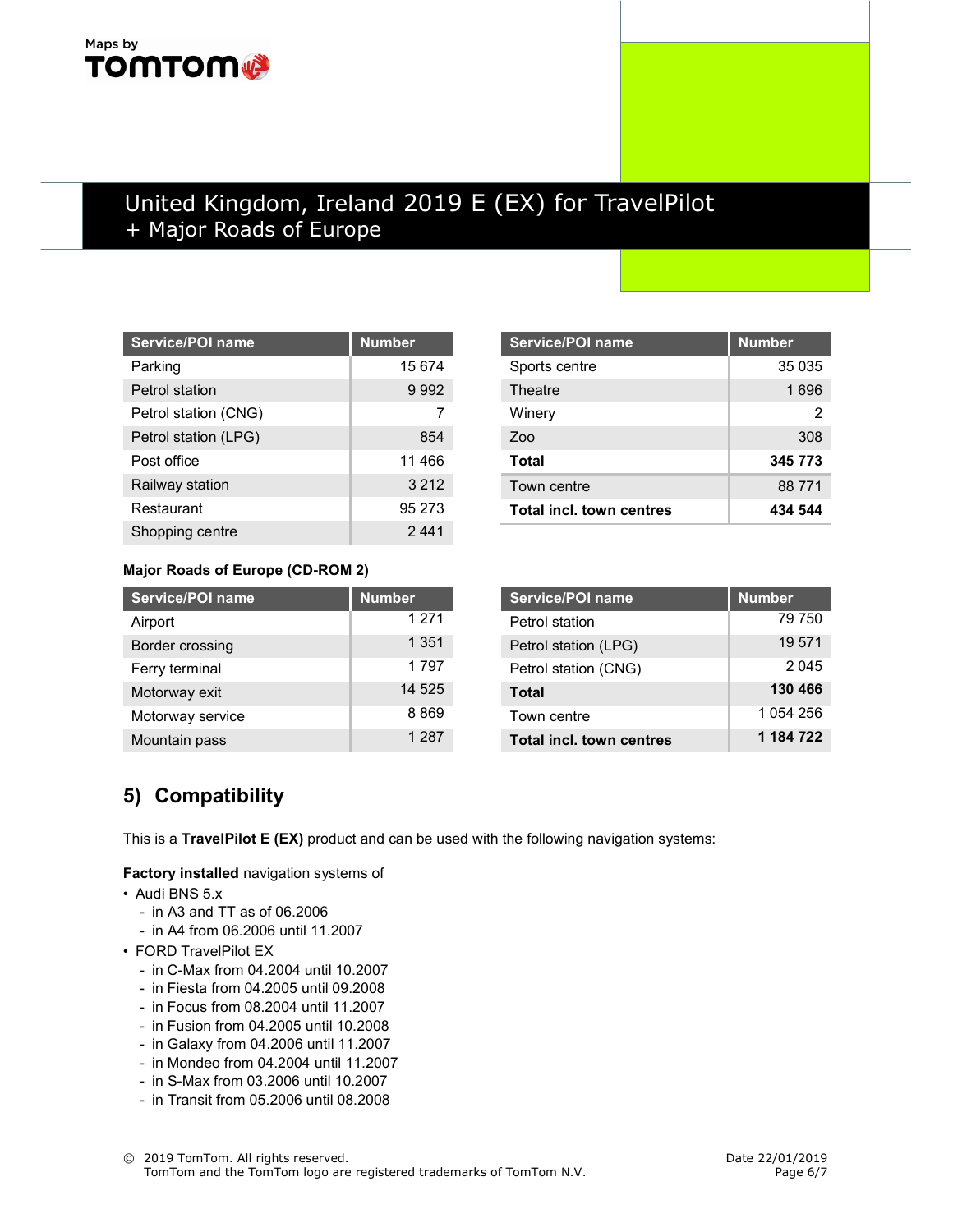| Service/POI name | Number |
|---|---|
| Parking | 15 674 |
| Petrol station | 9 992 |
| Petrol station (CNG) | 7 |
| Petrol station (LPG) | 854 |
| Post office | 11 466 |
| Railway station | 3 212 |
| Restaurant | 95 273 |
| Shopping centre | 2 441 |
| Sports centre | 35 035 |
| Theatre | 1 696 |
| Winery | 2 |
| Zoo | 308 |
| **Total** | **345 773** |
| Town centre | 88 771 |
| **Total incl. town centres** | **434 544** |

**Major Roads of Europe (CD-ROM 2)**

| Service/POI name | Number |
|---|---|
| Airport | 1 271 |
| Border crossing | 1 351 |
| Ferry terminal | 1 797 |
| Motorway exit | 14 525 |
| Motorway service | 8 869 |
| Mountain pass | 1 287 |
| Petrol station | 79 750 |
| Petrol station (LPG) | 19 571 |
| Petrol station (CNG) | 2 045 |
| **Total** | **130 466** |
| Town centre | 1 054 256 |
| **Total incl. town centres** | **1 184 722** |

## 5) Compatibility

This is a **TravelPilot E (EX)** product and can be used with the following navigation systems:

**Factory installed** navigation systems of

- Audi BNS 5.x
  - in A3 and TT as of 06.2006
  - in A4 from 06.2006 until 11.2007
- FORD TravelPilot EX
  - in C-Max from 04.2004 until 10.2007
  - in Fiesta from 04.2005 until 09.2008
  - in Focus from 08.2004 until 11.2007
  - in Fusion from 04.2005 until 10.2008
  - in Galaxy from 04.2006 until 11.2007
  - in Mondeo from 04.2004 until 11.2007
  - in S-Max from 03.2006 until 10.2007
  - in Transit from 05.2006 until 08.2008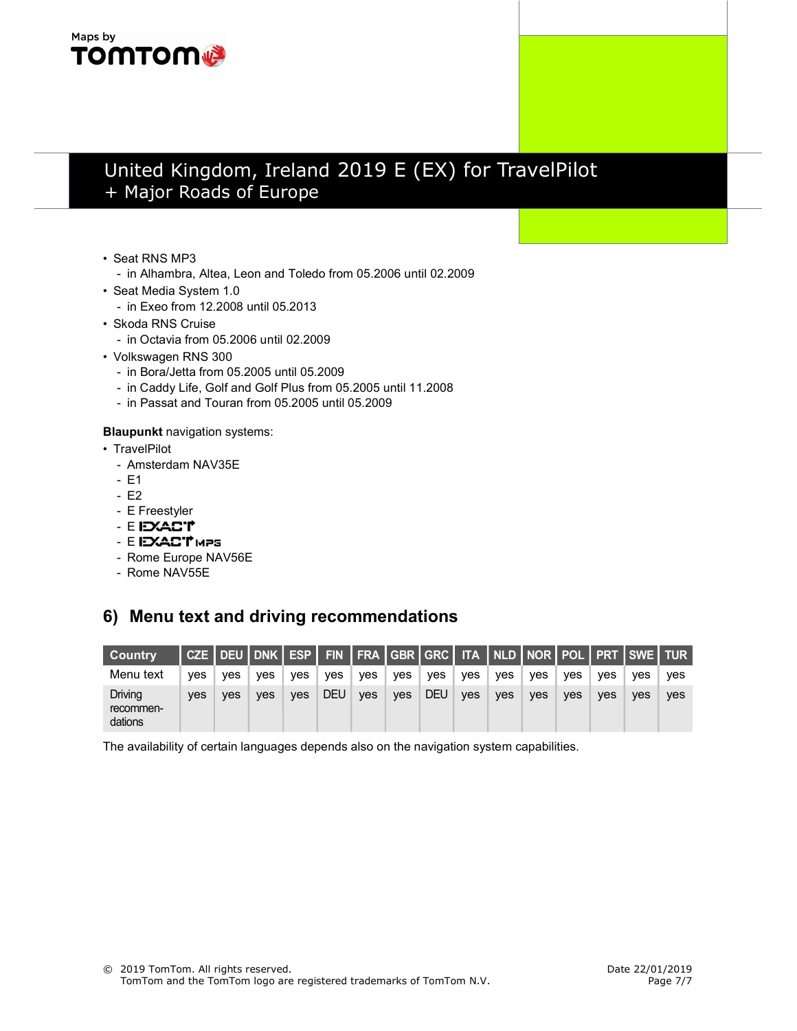- Seat RNS MP3
  - in Alhambra, Altea, Leon and Toledo from 05.2006 until 02.2009
- Seat Media System 1.0
  - in Exeo from 12.2008 until 05.2013
- Skoda RNS Cruise
  - in Octavia from 05.2006 until 02.2009
- Volkswagen RNS 300
  - in Bora/Jetta from 05.2005 until 05.2009
  - in Caddy Life, Golf and Golf Plus from 05.2005 until 11.2008
  - in Passat and Touran from 05.2005 until 05.2009

**Blaupunkt** navigation systems:

- TravelPilot
  - Amsterdam NAV35E
  - E1
  - E2
  - E Freestyler
  - E EXACT
  - E EXACT MPS
  - Rome Europe NAV56E
  - Rome NAV55E

## 6) Menu text and driving recommendations

| Country | CZE | DEU | DNK | ESP | FIN | FRA | GBR | GRC | ITA | NLD | NOR | POL | PRT | SWE | TUR |
|---|---|---|---|---|---|---|---|---|---|---|---|---|---|---|---|
| Menu text | yes | yes | yes | yes | yes | yes | yes | yes | yes | yes | yes | yes | yes | yes | yes |
| Driving recommendations | yes | yes | yes | yes | DEU | yes | yes | DEU | yes | yes | yes | yes | yes | yes | yes |

The availability of certain languages depends also on the navigation system capabilities.